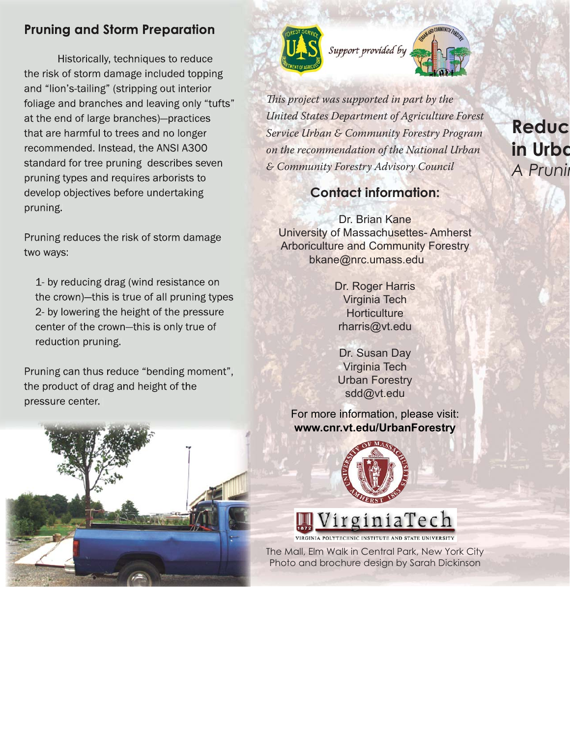## Pruning and Storm Preparation

Historically, techniques to reduce the risk of storm damage included topping and "lion's-tailing" (stripping out interior foliage and branches and leaving only "tufts" at the end of large branches)—practices that are harmful to trees and no longer recommended. Instead, the ANSI A300 standard for tree pruning describes seven pruning types and requires arborists to develop objectives before undertaking pruning.

Pruning reduces the risk of storm damage two ways:

1- by reducing drag (wind resistance on the crown)—this is true of all pruning types
2- by lowering the height of the pressure center of the crown—this is only true of reduction pruning.

Pruning can thus reduce "bending moment", the product of drag and height of the pressure center.

Support provided by

*This project was supported in part by the United States Department of Agriculture Forest Service Urban & Community Forestry Program on the recommendation of the National Urban & Community Forestry Advisory Council*

### Contact information:

Dr. Brian Kane
University of Massachusetts- Amherst
Arboriculture and Community Forestry
bkane@nrc.umass.edu

Dr. Roger Harris
Virginia Tech
Horticulture
rharris@vt.edu

Dr. Susan Day
Virginia Tech
Urban Forestry
sdd@vt.edu

For more information, please visit:
**www.cnr.vt.edu/UrbanForestry**

VirginiaTech
VIRGINIA POLYTECHNIC INSTITUTE AND STATE UNIVERSITY

The Mall, Elm Walk in Central Park, New York City
Photo and brochure design by Sarah Dickinson

# Reduc
# in Urba
*A Prunin*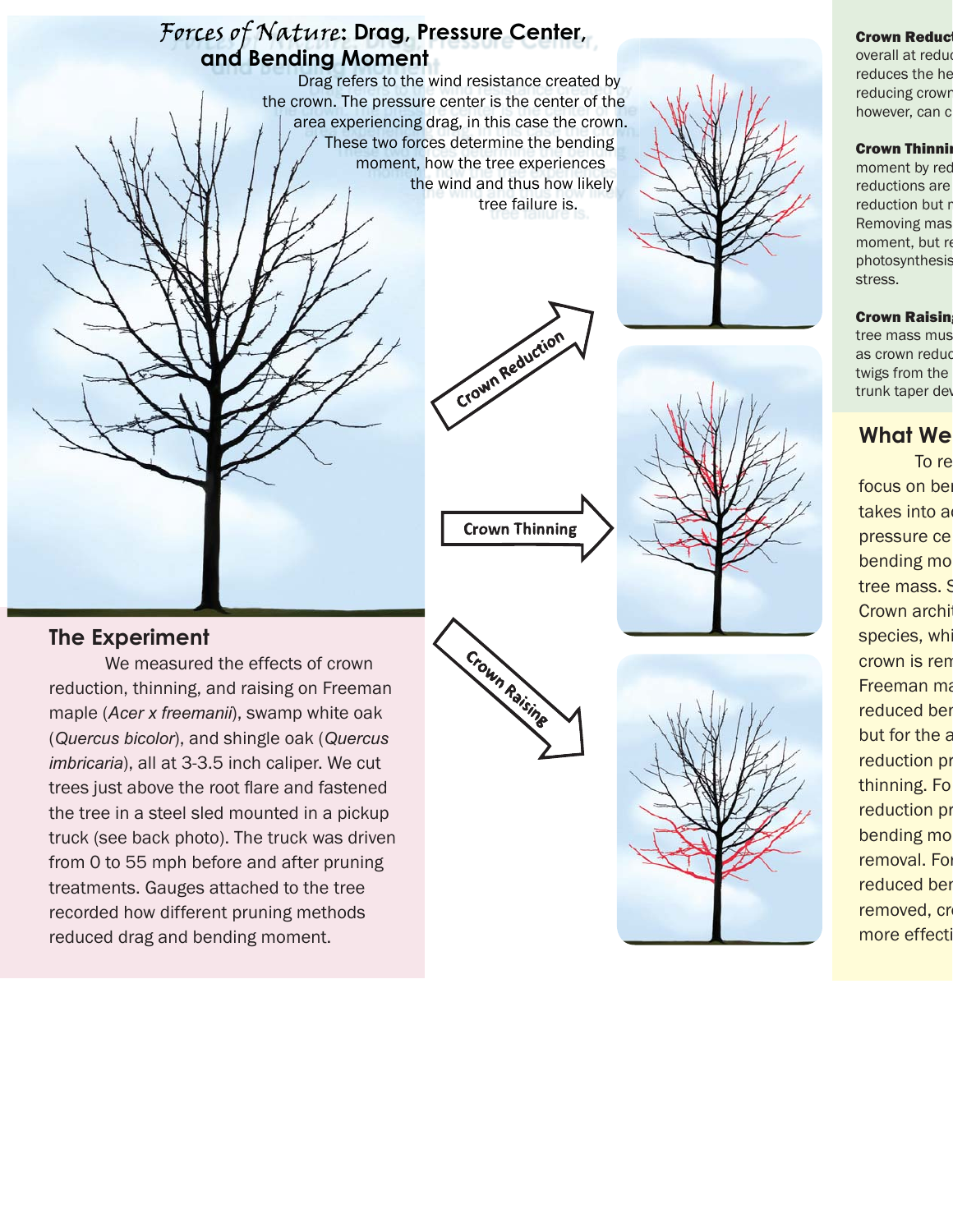# *Forces of Nature*: Drag, Pressure Center, and Bending Moment

Drag refers to the wind resistance created by the crown. The pressure center is the center of the area experiencing drag, in this case the crown. These two forces determine the bending moment, how the tree experiences the wind and thus how likely tree failure is.

Crown Reduction

Crown Thinning

Crown Raising

## The Experiment

We measured the effects of crown reduction, thinning, and raising on Freeman maple (*Acer x freemanii*), swamp white oak (*Quercus bicolor*), and shingle oak (*Quercus imbricaria*), all at 3-3.5 inch caliper. We cut trees just above the root flare and fastened the tree in a steel sled mounted in a pickup truck (see back photo). The truck was driven from 0 to 55 mph before and after pruning treatments. Gauges attached to the tree recorded how different pruning methods reduced drag and bending moment.

**Crown Reduc**
overall at reduc
reduces the he
reducing crown
however, can c

**Crown Thinnin**
moment by red
reductions are
reduction but n
Removing mas
moment, but re
photosynthesis
stress.

**Crown Raising**
tree mass mus
as crown reduc
twigs from the
trunk taper dev

## What We

To re
focus on ber
takes into ac
pressure ce
bending mo
tree mass. S
Crown archit
species, whi
crown is rem
Freeman ma
reduced ber
but for the a
reduction pr
thinning. Fo
reduction pr
bending mo
removal. For
reduced ber
removed, cr
more effecti